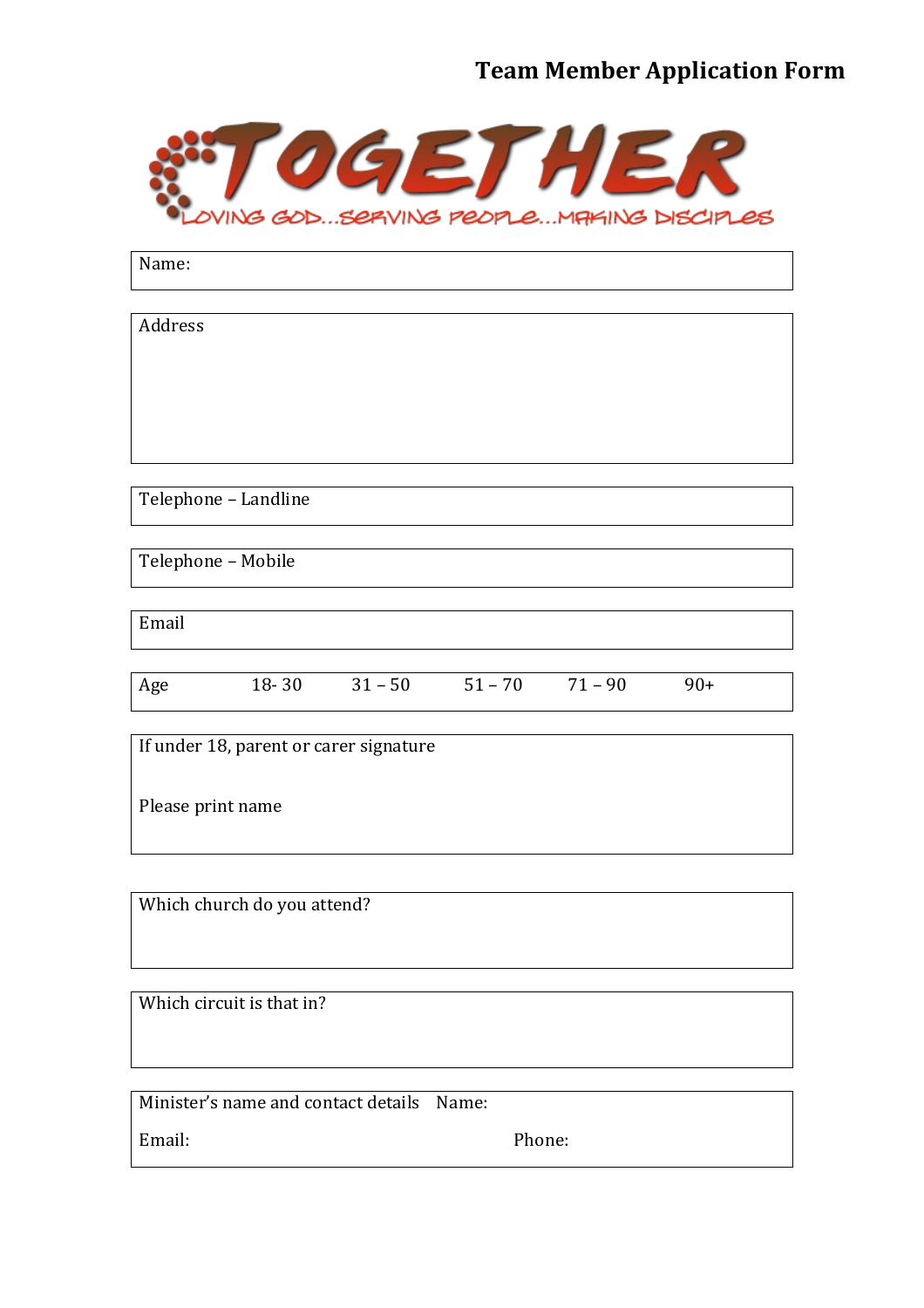# Team Member Application Form

TOGETHER

LOVING GOD...SERVING PEOPLE...MAKING DISCIPLES

| Name: |
|---|

| Address |
|---|

| Telephone – Landline |
|---|

| Telephone – Mobile |
|---|

| Email |
|---|

| Age | 18- 30 | 31 – 50 | 51 – 70 | 71 – 90 | 90+ |
|---|---|---|---|---|---|

| If under 18, parent or carer signature<br><br>Please print name |
|---|

| Which church do you attend? |
|---|

| Which circuit is that in? |
|---|

| Minister's name and contact details | Name: |
|---|---|
| Email: | Phone: |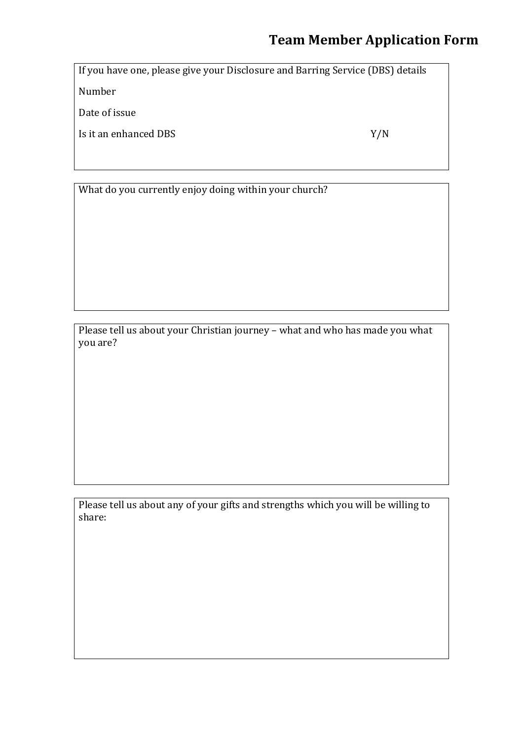# Team Member Application Form

If you have one, please give your Disclosure and Barring Service (DBS) details

Number

Date of issue

Is it an enhanced DBS Y/N

What do you currently enjoy doing within your church?

Please tell us about your Christian journey – what and who has made you what you are?

Please tell us about any of your gifts and strengths which you will be willing to share: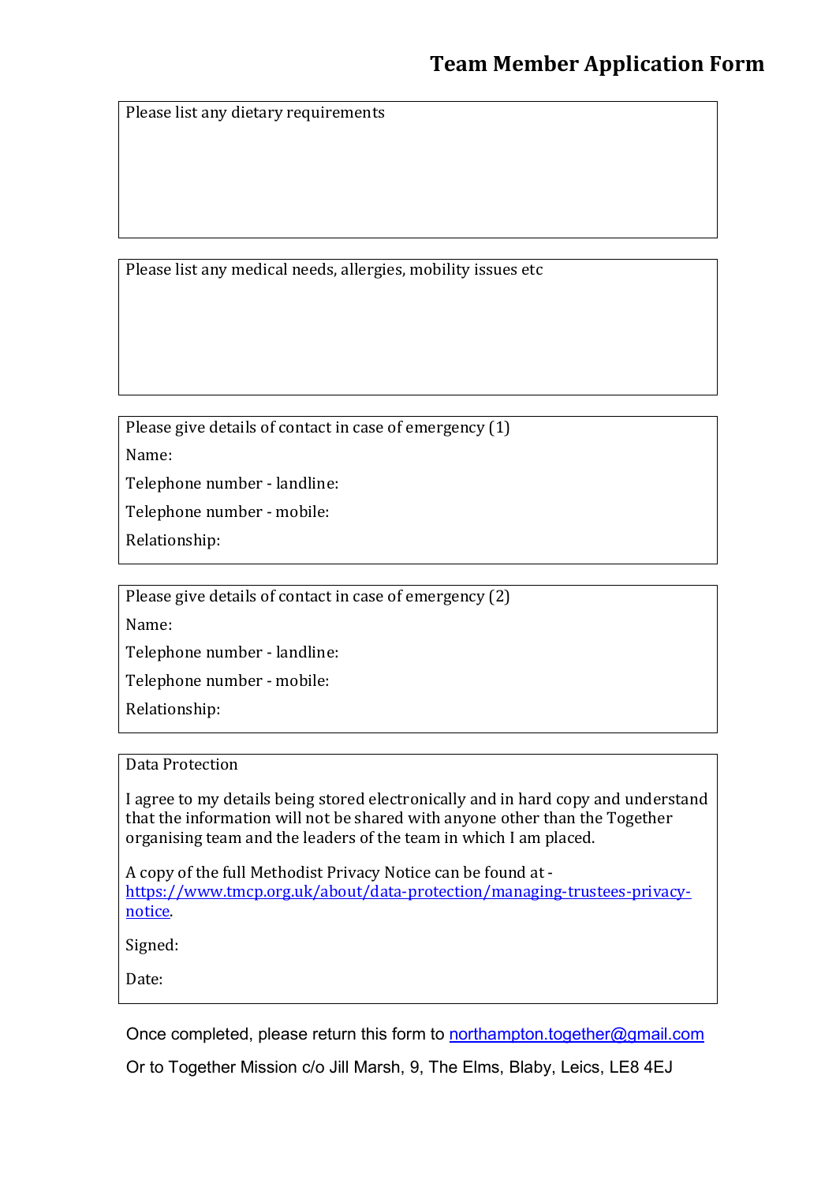# Team Member Application Form

Please list any dietary requirements

Please list any medical needs, allergies, mobility issues etc

Please give details of contact in case of emergency (1)

Name:

Telephone number - landline:

Telephone number - mobile:

Relationship:

Please give details of contact in case of emergency (2)

Name:

Telephone number - landline:

Telephone number - mobile:

Relationship:

Data Protection

I agree to my details being stored electronically and in hard copy and understand that the information will not be shared with anyone other than the Together organising team and the leaders of the team in which I am placed.

A copy of the full Methodist Privacy Notice can be found at - [https://www.tmcp.org.uk/about/data-protection/managing-trustees-privacy-notice](https://www.tmcp.org.uk/about/data-protection/managing-trustees-privacy-notice).

Signed:

Date:

Once completed, please return this form to [northampton.together@gmail.com](mailto:northampton.together@gmail.com)

Or to Together Mission c/o Jill Marsh, 9, The Elms, Blaby, Leics, LE8 4EJ